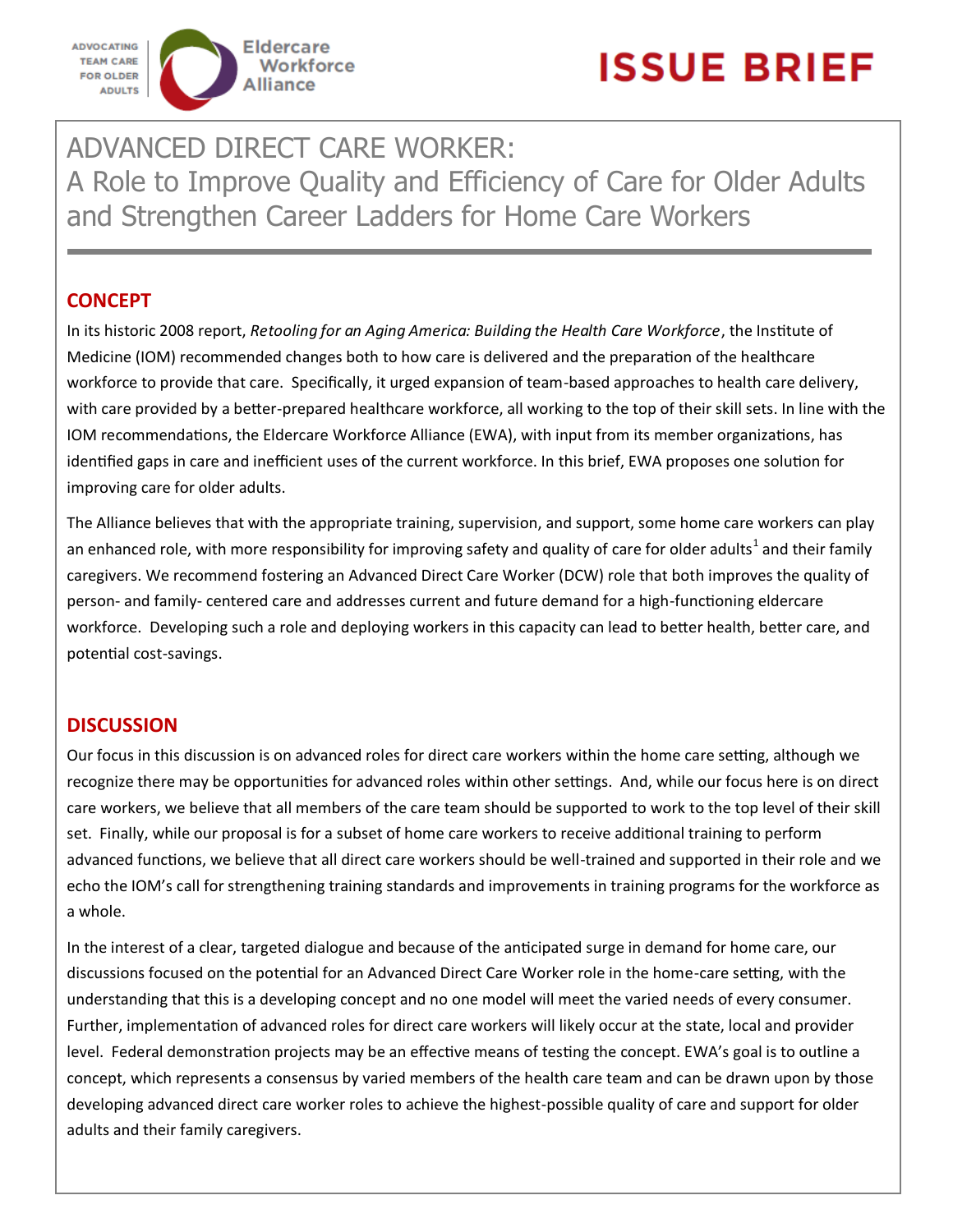ADVOCATING TEAM CARE FOR OLDER ADULTS

Eldercare Workforce Alliance

# ISSUE BRIEF

# ADVANCED DIRECT CARE WORKER: A Role to Improve Quality and Efficiency of Care for Older Adults and Strengthen Career Ladders for Home Care Workers

## CONCEPT

In its historic 2008 report, *Retooling for an Aging America: Building the Health Care Workforce*, the Institute of Medicine (IOM) recommended changes both to how care is delivered and the preparation of the healthcare workforce to provide that care. Specifically, it urged expansion of team-based approaches to health care delivery, with care provided by a better-prepared healthcare workforce, all working to the top of their skill sets. In line with the IOM recommendations, the Eldercare Workforce Alliance (EWA), with input from its member organizations, has identified gaps in care and inefficient uses of the current workforce. In this brief, EWA proposes one solution for improving care for older adults.

The Alliance believes that with the appropriate training, supervision, and support, some home care workers can play an enhanced role, with more responsibility for improving safety and quality of care for older adults[1] and their family caregivers. We recommend fostering an Advanced Direct Care Worker (DCW) role that both improves the quality of person- and family- centered care and addresses current and future demand for a high-functioning eldercare workforce. Developing such a role and deploying workers in this capacity can lead to better health, better care, and potential cost-savings.

## DISCUSSION

Our focus in this discussion is on advanced roles for direct care workers within the home care setting, although we recognize there may be opportunities for advanced roles within other settings. And, while our focus here is on direct care workers, we believe that all members of the care team should be supported to work to the top level of their skill set. Finally, while our proposal is for a subset of home care workers to receive additional training to perform advanced functions, we believe that all direct care workers should be well-trained and supported in their role and we echo the IOM's call for strengthening training standards and improvements in training programs for the workforce as a whole.

In the interest of a clear, targeted dialogue and because of the anticipated surge in demand for home care, our discussions focused on the potential for an Advanced Direct Care Worker role in the home-care setting, with the understanding that this is a developing concept and no one model will meet the varied needs of every consumer. Further, implementation of advanced roles for direct care workers will likely occur at the state, local and provider level. Federal demonstration projects may be an effective means of testing the concept. EWA's goal is to outline a concept, which represents a consensus by varied members of the health care team and can be drawn upon by those developing advanced direct care worker roles to achieve the highest-possible quality of care and support for older adults and their family caregivers.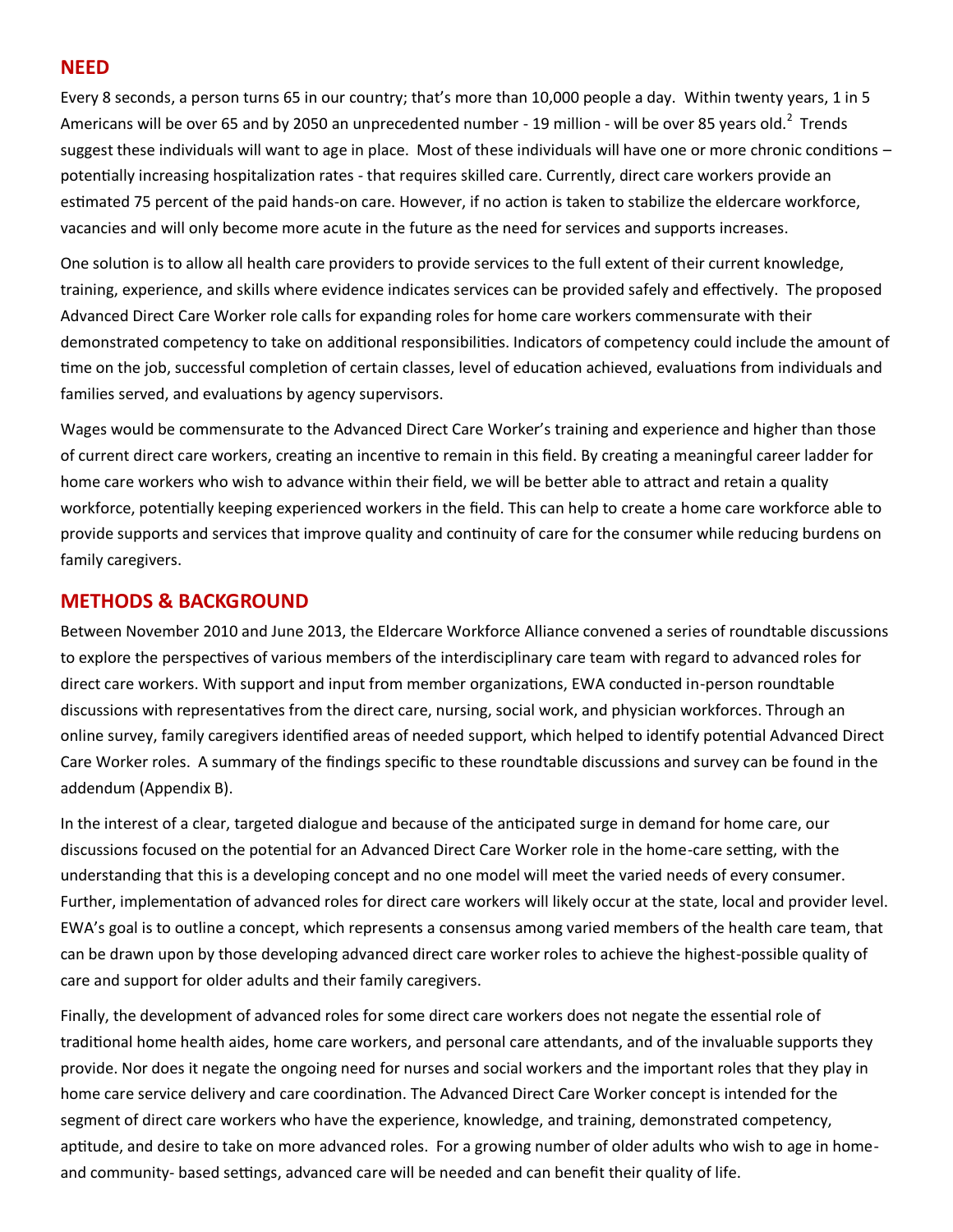## NEED

Every 8 seconds, a person turns 65 in our country; that's more than 10,000 people a day. Within twenty years, 1 in 5 Americans will be over 65 and by 2050 an unprecedented number - 19 million - will be over 85 years old.[2] Trends suggest these individuals will want to age in place. Most of these individuals will have one or more chronic conditions – potentially increasing hospitalization rates - that requires skilled care. Currently, direct care workers provide an estimated 75 percent of the paid hands-on care. However, if no action is taken to stabilize the eldercare workforce, vacancies and will only become more acute in the future as the need for services and supports increases.

One solution is to allow all health care providers to provide services to the full extent of their current knowledge, training, experience, and skills where evidence indicates services can be provided safely and effectively. The proposed Advanced Direct Care Worker role calls for expanding roles for home care workers commensurate with their demonstrated competency to take on additional responsibilities. Indicators of competency could include the amount of time on the job, successful completion of certain classes, level of education achieved, evaluations from individuals and families served, and evaluations by agency supervisors.

Wages would be commensurate to the Advanced Direct Care Worker's training and experience and higher than those of current direct care workers, creating an incentive to remain in this field. By creating a meaningful career ladder for home care workers who wish to advance within their field, we will be better able to attract and retain a quality workforce, potentially keeping experienced workers in the field. This can help to create a home care workforce able to provide supports and services that improve quality and continuity of care for the consumer while reducing burdens on family caregivers.

## METHODS & BACKGROUND

Between November 2010 and June 2013, the Eldercare Workforce Alliance convened a series of roundtable discussions to explore the perspectives of various members of the interdisciplinary care team with regard to advanced roles for direct care workers. With support and input from member organizations, EWA conducted in-person roundtable discussions with representatives from the direct care, nursing, social work, and physician workforces. Through an online survey, family caregivers identified areas of needed support, which helped to identify potential Advanced Direct Care Worker roles. A summary of the findings specific to these roundtable discussions and survey can be found in the addendum (Appendix B).

In the interest of a clear, targeted dialogue and because of the anticipated surge in demand for home care, our discussions focused on the potential for an Advanced Direct Care Worker role in the home-care setting, with the understanding that this is a developing concept and no one model will meet the varied needs of every consumer. Further, implementation of advanced roles for direct care workers will likely occur at the state, local and provider level. EWA's goal is to outline a concept, which represents a consensus among varied members of the health care team, that can be drawn upon by those developing advanced direct care worker roles to achieve the highest-possible quality of care and support for older adults and their family caregivers.

Finally, the development of advanced roles for some direct care workers does not negate the essential role of traditional home health aides, home care workers, and personal care attendants, and of the invaluable supports they provide. Nor does it negate the ongoing need for nurses and social workers and the important roles that they play in home care service delivery and care coordination. The Advanced Direct Care Worker concept is intended for the segment of direct care workers who have the experience, knowledge, and training, demonstrated competency, aptitude, and desire to take on more advanced roles. For a growing number of older adults who wish to age in home- and community- based settings, advanced care will be needed and can benefit their quality of life.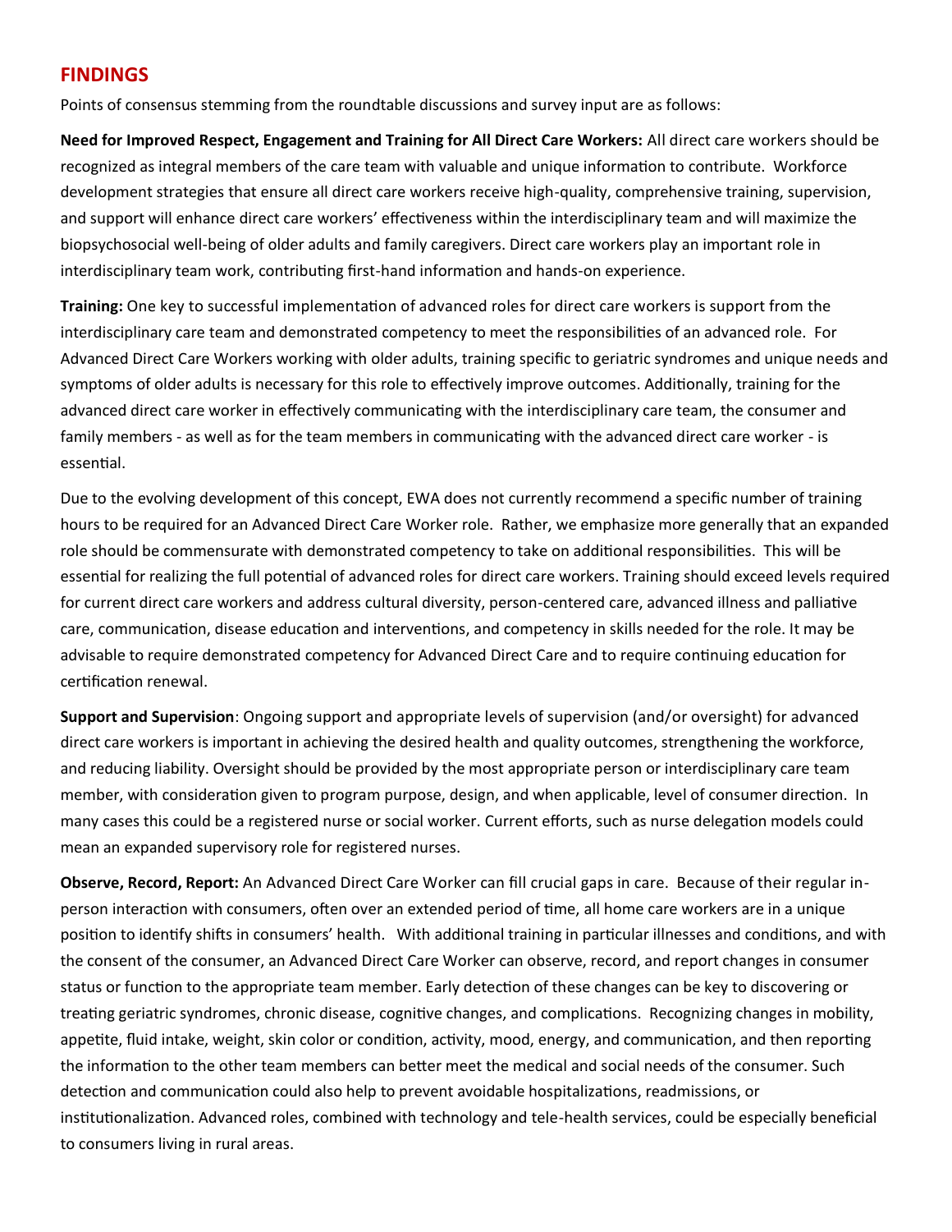## FINDINGS

Points of consensus stemming from the roundtable discussions and survey input are as follows:

**Need for Improved Respect, Engagement and Training for All Direct Care Workers:** All direct care workers should be recognized as integral members of the care team with valuable and unique information to contribute. Workforce development strategies that ensure all direct care workers receive high-quality, comprehensive training, supervision, and support will enhance direct care workers' effectiveness within the interdisciplinary team and will maximize the biopsychosocial well-being of older adults and family caregivers. Direct care workers play an important role in interdisciplinary team work, contributing first-hand information and hands-on experience.

**Training:** One key to successful implementation of advanced roles for direct care workers is support from the interdisciplinary care team and demonstrated competency to meet the responsibilities of an advanced role. For Advanced Direct Care Workers working with older adults, training specific to geriatric syndromes and unique needs and symptoms of older adults is necessary for this role to effectively improve outcomes. Additionally, training for the advanced direct care worker in effectively communicating with the interdisciplinary care team, the consumer and family members - as well as for the team members in communicating with the advanced direct care worker - is essential.

Due to the evolving development of this concept, EWA does not currently recommend a specific number of training hours to be required for an Advanced Direct Care Worker role. Rather, we emphasize more generally that an expanded role should be commensurate with demonstrated competency to take on additional responsibilities. This will be essential for realizing the full potential of advanced roles for direct care workers. Training should exceed levels required for current direct care workers and address cultural diversity, person-centered care, advanced illness and palliative care, communication, disease education and interventions, and competency in skills needed for the role. It may be advisable to require demonstrated competency for Advanced Direct Care and to require continuing education for certification renewal.

**Support and Supervision**: Ongoing support and appropriate levels of supervision (and/or oversight) for advanced direct care workers is important in achieving the desired health and quality outcomes, strengthening the workforce, and reducing liability. Oversight should be provided by the most appropriate person or interdisciplinary care team member, with consideration given to program purpose, design, and when applicable, level of consumer direction. In many cases this could be a registered nurse or social worker. Current efforts, such as nurse delegation models could mean an expanded supervisory role for registered nurses.

**Observe, Record, Report:** An Advanced Direct Care Worker can fill crucial gaps in care. Because of their regular in-person interaction with consumers, often over an extended period of time, all home care workers are in a unique position to identify shifts in consumers' health. With additional training in particular illnesses and conditions, and with the consent of the consumer, an Advanced Direct Care Worker can observe, record, and report changes in consumer status or function to the appropriate team member. Early detection of these changes can be key to discovering or treating geriatric syndromes, chronic disease, cognitive changes, and complications. Recognizing changes in mobility, appetite, fluid intake, weight, skin color or condition, activity, mood, energy, and communication, and then reporting the information to the other team members can better meet the medical and social needs of the consumer. Such detection and communication could also help to prevent avoidable hospitalizations, readmissions, or institutionalization. Advanced roles, combined with technology and tele-health services, could be especially beneficial to consumers living in rural areas.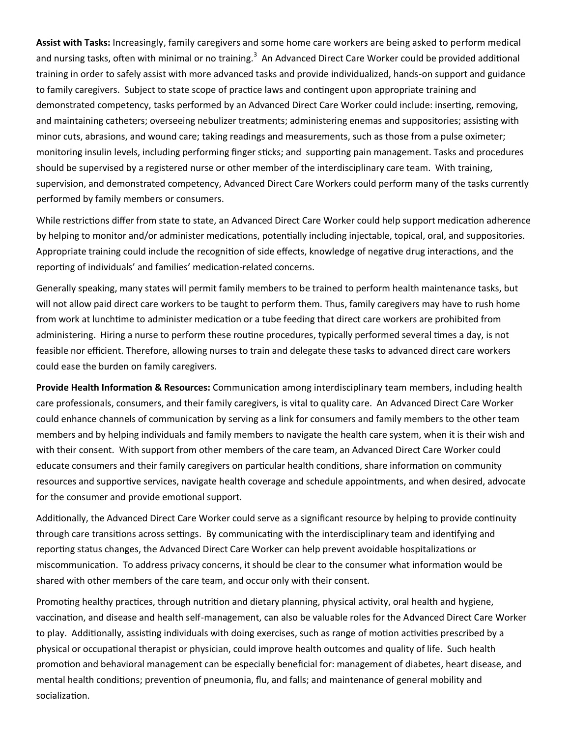**Assist with Tasks:** Increasingly, family caregivers and some home care workers are being asked to perform medical and nursing tasks, often with minimal or no training.[3] An Advanced Direct Care Worker could be provided additional training in order to safely assist with more advanced tasks and provide individualized, hands-on support and guidance to family caregivers. Subject to state scope of practice laws and contingent upon appropriate training and demonstrated competency, tasks performed by an Advanced Direct Care Worker could include: inserting, removing, and maintaining catheters; overseeing nebulizer treatments; administering enemas and suppositories; assisting with minor cuts, abrasions, and wound care; taking readings and measurements, such as those from a pulse oximeter; monitoring insulin levels, including performing finger sticks; and supporting pain management. Tasks and procedures should be supervised by a registered nurse or other member of the interdisciplinary care team. With training, supervision, and demonstrated competency, Advanced Direct Care Workers could perform many of the tasks currently performed by family members or consumers.

While restrictions differ from state to state, an Advanced Direct Care Worker could help support medication adherence by helping to monitor and/or administer medications, potentially including injectable, topical, oral, and suppositories. Appropriate training could include the recognition of side effects, knowledge of negative drug interactions, and the reporting of individuals' and families' medication-related concerns.

Generally speaking, many states will permit family members to be trained to perform health maintenance tasks, but will not allow paid direct care workers to be taught to perform them. Thus, family caregivers may have to rush home from work at lunchtime to administer medication or a tube feeding that direct care workers are prohibited from administering. Hiring a nurse to perform these routine procedures, typically performed several times a day, is not feasible nor efficient. Therefore, allowing nurses to train and delegate these tasks to advanced direct care workers could ease the burden on family caregivers.

**Provide Health Information & Resources:** Communication among interdisciplinary team members, including health care professionals, consumers, and their family caregivers, is vital to quality care. An Advanced Direct Care Worker could enhance channels of communication by serving as a link for consumers and family members to the other team members and by helping individuals and family members to navigate the health care system, when it is their wish and with their consent. With support from other members of the care team, an Advanced Direct Care Worker could educate consumers and their family caregivers on particular health conditions, share information on community resources and supportive services, navigate health coverage and schedule appointments, and when desired, advocate for the consumer and provide emotional support.

Additionally, the Advanced Direct Care Worker could serve as a significant resource by helping to provide continuity through care transitions across settings. By communicating with the interdisciplinary team and identifying and reporting status changes, the Advanced Direct Care Worker can help prevent avoidable hospitalizations or miscommunication. To address privacy concerns, it should be clear to the consumer what information would be shared with other members of the care team, and occur only with their consent.

Promoting healthy practices, through nutrition and dietary planning, physical activity, oral health and hygiene, vaccination, and disease and health self-management, can also be valuable roles for the Advanced Direct Care Worker to play. Additionally, assisting individuals with doing exercises, such as range of motion activities prescribed by a physical or occupational therapist or physician, could improve health outcomes and quality of life. Such health promotion and behavioral management can be especially beneficial for: management of diabetes, heart disease, and mental health conditions; prevention of pneumonia, flu, and falls; and maintenance of general mobility and socialization.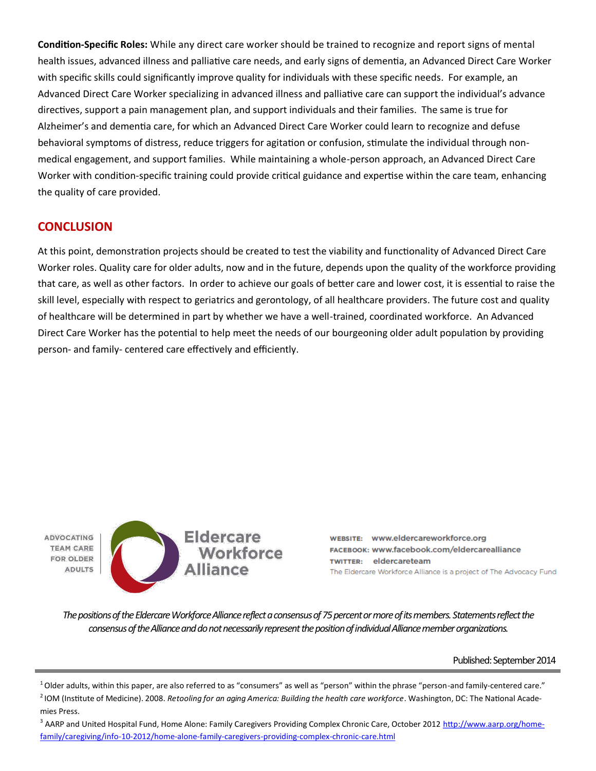**Condition-Specific Roles:** While any direct care worker should be trained to recognize and report signs of mental health issues, advanced illness and palliative care needs, and early signs of dementia, an Advanced Direct Care Worker with specific skills could significantly improve quality for individuals with these specific needs. For example, an Advanced Direct Care Worker specializing in advanced illness and palliative care can support the individual's advance directives, support a pain management plan, and support individuals and their families. The same is true for Alzheimer's and dementia care, for which an Advanced Direct Care Worker could learn to recognize and defuse behavioral symptoms of distress, reduce triggers for agitation or confusion, stimulate the individual through non-medical engagement, and support families. While maintaining a whole-person approach, an Advanced Direct Care Worker with condition-specific training could provide critical guidance and expertise within the care team, enhancing the quality of care provided.

## CONCLUSION

At this point, demonstration projects should be created to test the viability and functionality of Advanced Direct Care Worker roles. Quality care for older adults, now and in the future, depends upon the quality of the workforce providing that care, as well as other factors. In order to achieve our goals of better care and lower cost, it is essential to raise the skill level, especially with respect to geriatrics and gerontology, of all healthcare providers. The future cost and quality of healthcare will be determined in part by whether we have a well-trained, coordinated workforce. An Advanced Direct Care Worker has the potential to help meet the needs of our bourgeoning older adult population by providing person- and family- centered care effectively and efficiently.

ADVOCATING TEAM CARE FOR OLDER ADULTS

Eldercare Workforce Alliance

WEBSITE: www.eldercareworkforce.org
FACEBOOK: www.facebook.com/eldercarealliance
TWITTER: eldercareteam
The Eldercare Workforce Alliance is a project of The Advocacy Fund

*The positions of the Eldercare Workforce Alliance reflect a consensus of 75 percent or more of its members. Statements reflect the consensus of the Alliance and do not necessarily represent the position of individual Alliance member organizations.*

Published: September 2014

[1] Older adults, within this paper, are also referred to as "consumers" as well as "person" within the phrase "person-and family-centered care."

[2] IOM (Institute of Medicine). 2008. *Retooling for an aging America: Building the health care workforce*. Washington, DC: The National Academies Press.

[3] AARP and United Hospital Fund, Home Alone: Family Caregivers Providing Complex Chronic Care, October 2012 http://www.aarp.org/home-family/caregiving/info-10-2012/home-alone-family-caregivers-providing-complex-chronic-care.html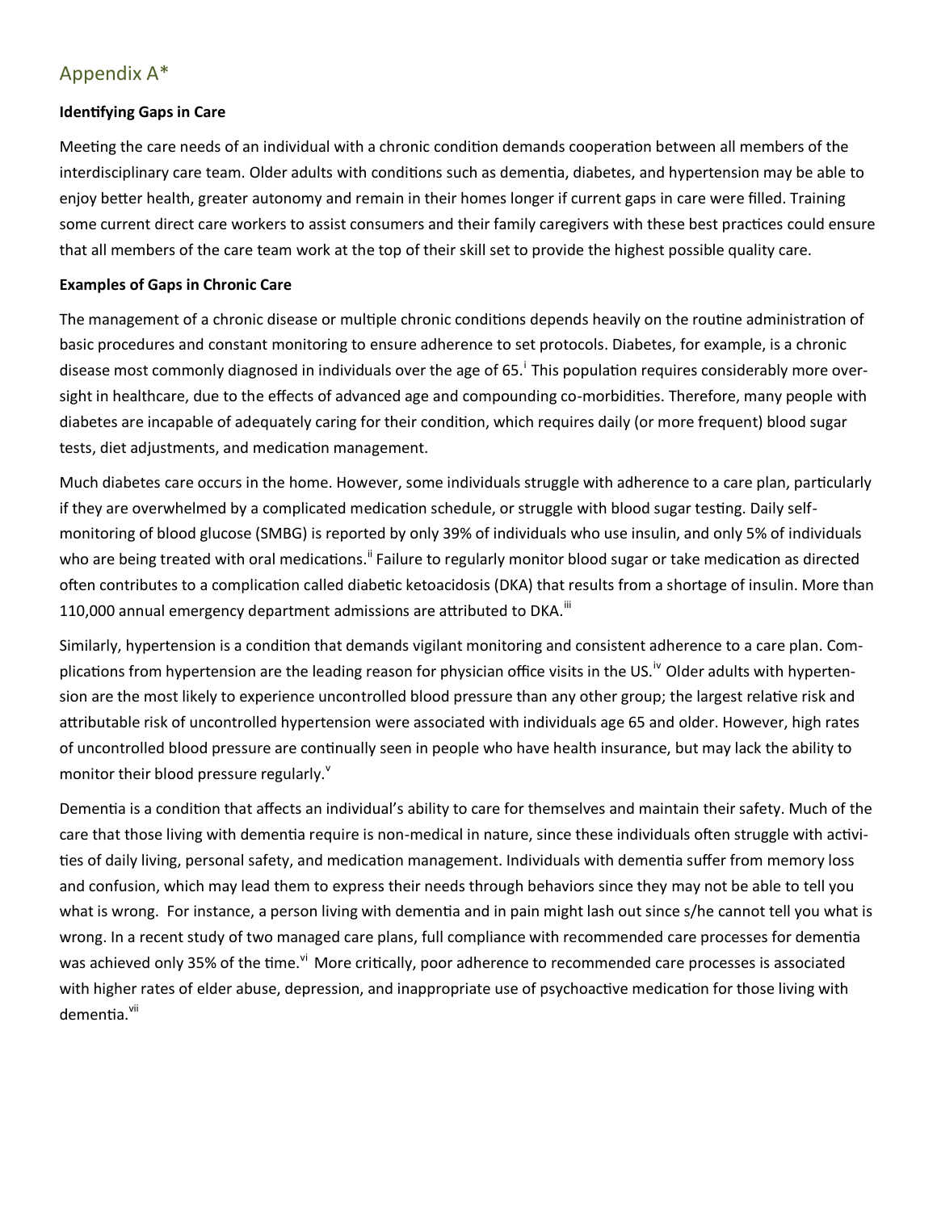## Appendix A*

**Identifying Gaps in Care**

Meeting the care needs of an individual with a chronic condition demands cooperation between all members of the interdisciplinary care team. Older adults with conditions such as dementia, diabetes, and hypertension may be able to enjoy better health, greater autonomy and remain in their homes longer if current gaps in care were filled. Training some current direct care workers to assist consumers and their family caregivers with these best practices could ensure that all members of the care team work at the top of their skill set to provide the highest possible quality care.

**Examples of Gaps in Chronic Care**

The management of a chronic disease or multiple chronic conditions depends heavily on the routine administration of basic procedures and constant monitoring to ensure adherence to set protocols. Diabetes, for example, is a chronic disease most commonly diagnosed in individuals over the age of 65.[i] This population requires considerably more oversight in healthcare, due to the effects of advanced age and compounding co-morbidities. Therefore, many people with diabetes are incapable of adequately caring for their condition, which requires daily (or more frequent) blood sugar tests, diet adjustments, and medication management.

Much diabetes care occurs in the home. However, some individuals struggle with adherence to a care plan, particularly if they are overwhelmed by a complicated medication schedule, or struggle with blood sugar testing. Daily self-monitoring of blood glucose (SMBG) is reported by only 39% of individuals who use insulin, and only 5% of individuals who are being treated with oral medications.[ii] Failure to regularly monitor blood sugar or take medication as directed often contributes to a complication called diabetic ketoacidosis (DKA) that results from a shortage of insulin. More than 110,000 annual emergency department admissions are attributed to DKA.[iii]

Similarly, hypertension is a condition that demands vigilant monitoring and consistent adherence to a care plan. Complications from hypertension are the leading reason for physician office visits in the US.[iv] Older adults with hypertension are the most likely to experience uncontrolled blood pressure than any other group; the largest relative risk and attributable risk of uncontrolled hypertension were associated with individuals age 65 and older. However, high rates of uncontrolled blood pressure are continually seen in people who have health insurance, but may lack the ability to monitor their blood pressure regularly.[v]

Dementia is a condition that affects an individual's ability to care for themselves and maintain their safety. Much of the care that those living with dementia require is non-medical in nature, since these individuals often struggle with activities of daily living, personal safety, and medication management. Individuals with dementia suffer from memory loss and confusion, which may lead them to express their needs through behaviors since they may not be able to tell you what is wrong. For instance, a person living with dementia and in pain might lash out since s/he cannot tell you what is wrong. In a recent study of two managed care plans, full compliance with recommended care processes for dementia was achieved only 35% of the time.[vi] More critically, poor adherence to recommended care processes is associated with higher rates of elder abuse, depression, and inappropriate use of psychoactive medication for those living with dementia.[vii]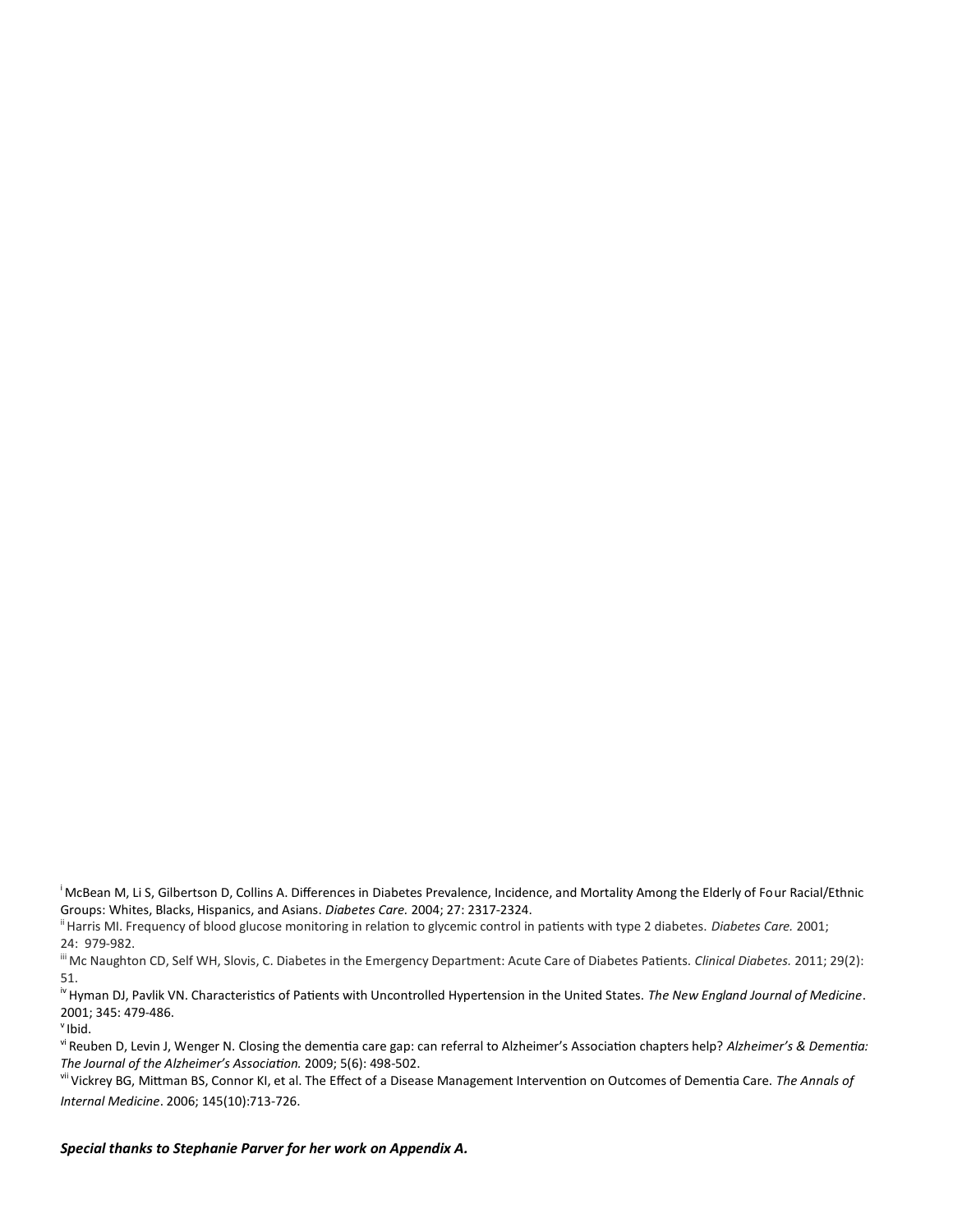[i] McBean M, Li S, Gilbertson D, Collins A. Differences in Diabetes Prevalence, Incidence, and Mortality Among the Elderly of Four Racial/Ethnic Groups: Whites, Blacks, Hispanics, and Asians. *Diabetes Care.* 2004; 27: 2317-2324.

[ii] Harris MI. Frequency of blood glucose monitoring in relation to glycemic control in patients with type 2 diabetes. *Diabetes Care.* 2001; 24: 979-982.

[iii] Mc Naughton CD, Self WH, Slovis, C. Diabetes in the Emergency Department: Acute Care of Diabetes Patients. *Clinical Diabetes.* 2011; 29(2): 51.

[iv] Hyman DJ, Pavlik VN. Characteristics of Patients with Uncontrolled Hypertension in the United States. *The New England Journal of Medicine*. 2001; 345: 479-486.

[v] Ibid.

[vi] Reuben D, Levin J, Wenger N. Closing the dementia care gap: can referral to Alzheimer's Association chapters help? *Alzheimer's & Dementia: The Journal of the Alzheimer's Association.* 2009; 5(6): 498-502.

[vii] Vickrey BG, Mittman BS, Connor KI, et al. The Effect of a Disease Management Intervention on Outcomes of Dementia Care. *The Annals of Internal Medicine*. 2006; 145(10):713-726.

***Special thanks to Stephanie Parver for her work on Appendix A.***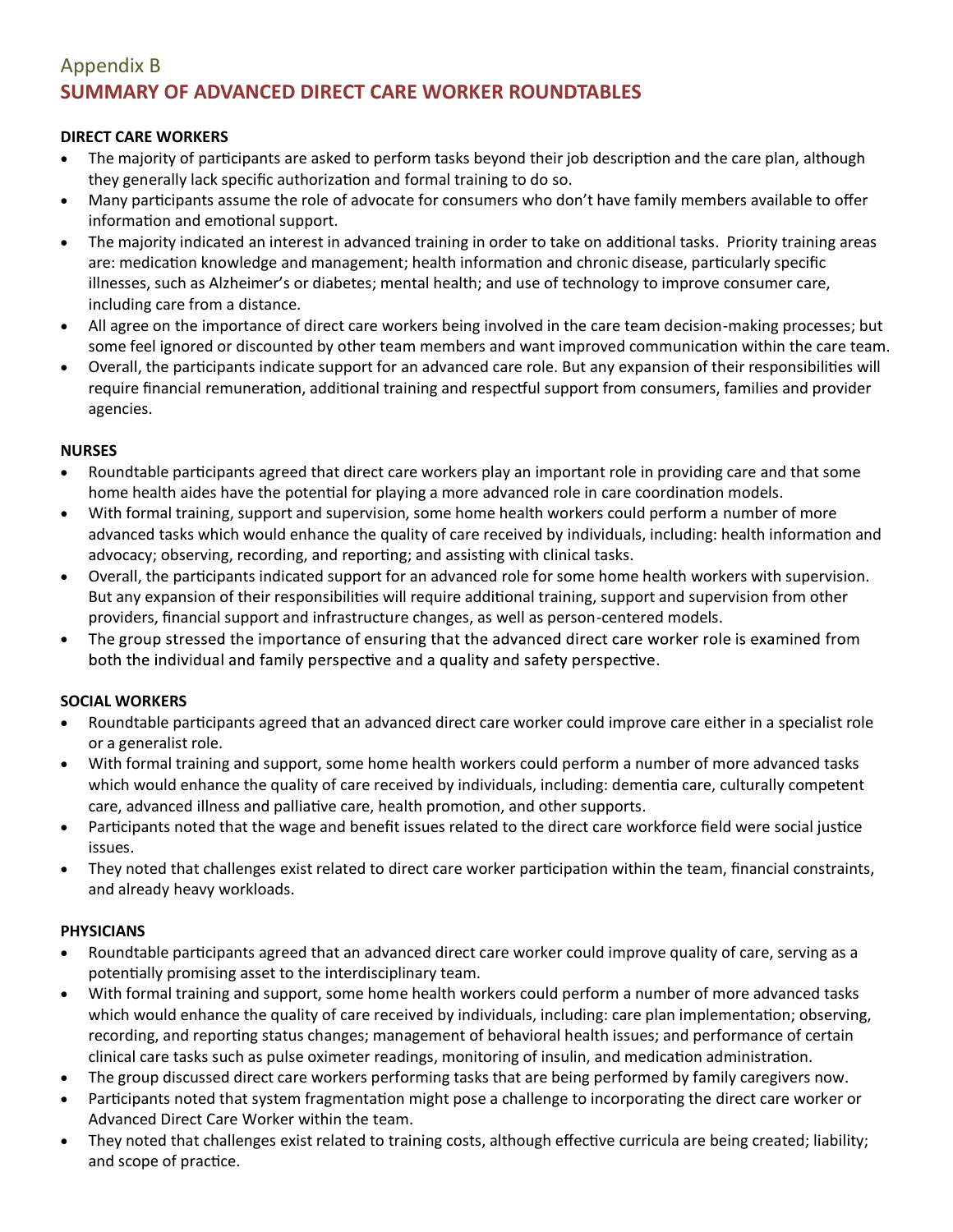## Appendix B
# SUMMARY OF ADVANCED DIRECT CARE WORKER ROUNDTABLES

**DIRECT CARE WORKERS**

- The majority of participants are asked to perform tasks beyond their job description and the care plan, although they generally lack specific authorization and formal training to do so.
- Many participants assume the role of advocate for consumers who don't have family members available to offer information and emotional support.
- The majority indicated an interest in advanced training in order to take on additional tasks. Priority training areas are: medication knowledge and management; health information and chronic disease, particularly specific illnesses, such as Alzheimer's or diabetes; mental health; and use of technology to improve consumer care, including care from a distance.
- All agree on the importance of direct care workers being involved in the care team decision-making processes; but some feel ignored or discounted by other team members and want improved communication within the care team.
- Overall, the participants indicate support for an advanced care role. But any expansion of their responsibilities will require financial remuneration, additional training and respectful support from consumers, families and provider agencies.

**NURSES**

- Roundtable participants agreed that direct care workers play an important role in providing care and that some home health aides have the potential for playing a more advanced role in care coordination models.
- With formal training, support and supervision, some home health workers could perform a number of more advanced tasks which would enhance the quality of care received by individuals, including: health information and advocacy; observing, recording, and reporting; and assisting with clinical tasks.
- Overall, the participants indicated support for an advanced role for some home health workers with supervision. But any expansion of their responsibilities will require additional training, support and supervision from other providers, financial support and infrastructure changes, as well as person-centered models.
- The group stressed the importance of ensuring that the advanced direct care worker role is examined from both the individual and family perspective and a quality and safety perspective.

**SOCIAL WORKERS**

- Roundtable participants agreed that an advanced direct care worker could improve care either in a specialist role or a generalist role.
- With formal training and support, some home health workers could perform a number of more advanced tasks which would enhance the quality of care received by individuals, including: dementia care, culturally competent care, advanced illness and palliative care, health promotion, and other supports.
- Participants noted that the wage and benefit issues related to the direct care workforce field were social justice issues.
- They noted that challenges exist related to direct care worker participation within the team, financial constraints, and already heavy workloads.

**PHYSICIANS**

- Roundtable participants agreed that an advanced direct care worker could improve quality of care, serving as a potentially promising asset to the interdisciplinary team.
- With formal training and support, some home health workers could perform a number of more advanced tasks which would enhance the quality of care received by individuals, including: care plan implementation; observing, recording, and reporting status changes; management of behavioral health issues; and performance of certain clinical care tasks such as pulse oximeter readings, monitoring of insulin, and medication administration.
- The group discussed direct care workers performing tasks that are being performed by family caregivers now.
- Participants noted that system fragmentation might pose a challenge to incorporating the direct care worker or Advanced Direct Care Worker within the team.
- They noted that challenges exist related to training costs, although effective curricula are being created; liability; and scope of practice.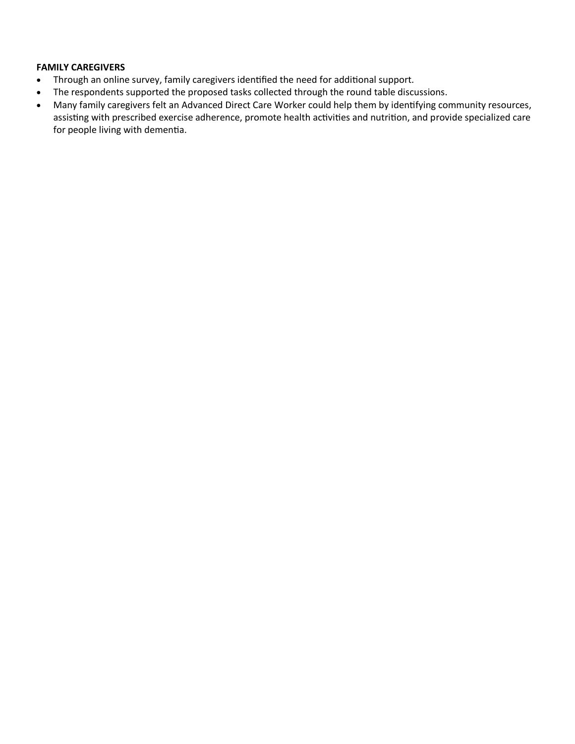**FAMILY CAREGIVERS**

- Through an online survey, family caregivers identified the need for additional support.
- The respondents supported the proposed tasks collected through the round table discussions.
- Many family caregivers felt an Advanced Direct Care Worker could help them by identifying community resources, assisting with prescribed exercise adherence, promote health activities and nutrition, and provide specialized care for people living with dementia.